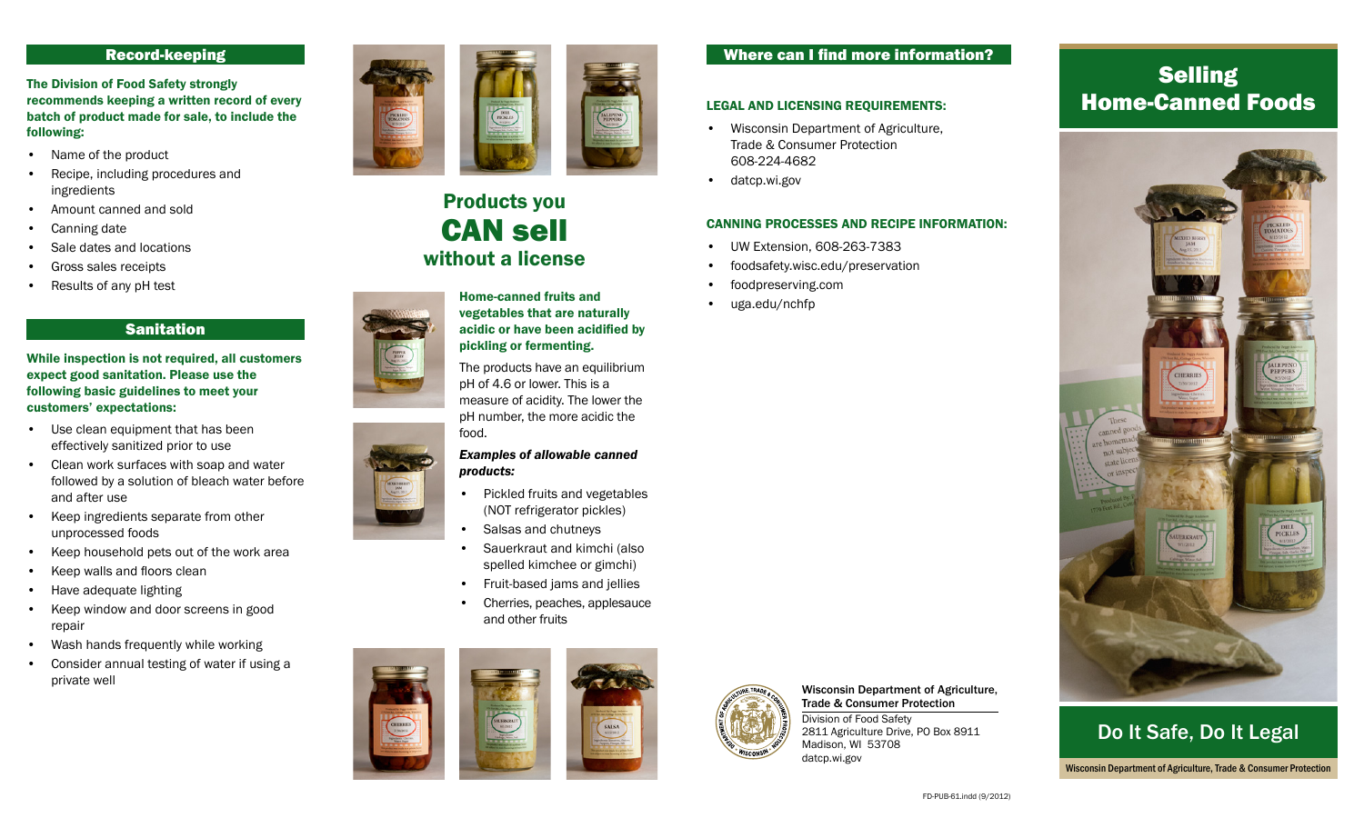## Record-keeping

**The Division of Food Safety strongly recommends keeping a written record of every batch of product made for sale, to include the following:**

- Name of the product
- Recipe, including procedures and ingredients
- Amount canned and sold
- Canning date
- Sale dates and locations
- Gross sales receipts
- Results of any pH test

## Sanitation

**While inspection is not required, all customers expect good sanitation. Please use the following basic guidelines to meet your customers' expectations:**

- Use clean equipment that has been effectively sanitized prior to use
- Clean work surfaces with soap and water followed by a solution of bleach water before and after use
- Keep ingredients separate from other unprocessed foods
- Keep household pets out of the work area
- Keep walls and floors clean
- Have adequate lighting
- Keep window and door screens in good repair
- Wash hands frequently while working
- Consider annual testing of water if using a private well

## Products you CAN sell without a license

**Home-canned fruits and vegetables that are naturally acidic or have been acidified by pickling or fermenting.**

The products have an equilibrium pH of 4.6 or lower. This is a measure of acidity. The lower the pH number, the more acidic the food.

***Examples of allowable canned products:***

- Pickled fruits and vegetables (NOT refrigerator pickles)
- Salsas and chutneys
- Sauerkraut and kimchi (also spelled kimchee or gimchi)
- Fruit-based jams and jellies
- Cherries, peaches, applesauce and other fruits

## Where can I find more information?

**LEGAL AND LICENSING REQUIREMENTS:**

- Wisconsin Department of Agriculture, Trade & Consumer Protection 608-224-4682
- datcp.wi.gov

**CANNING PROCESSES AND RECIPE INFORMATION:**

- UW Extension, 608-263-7383
- foodsafety.wisc.edu/preservation
- foodpreserving.com
- uga.edu/nchfp

**Wisconsin Department of Agriculture, Trade & Consumer Protection**
Division of Food Safety
2811 Agriculture Drive, PO Box 8911
Madison, WI 53708
datcp.wi.gov

FD-PUB-61.indd (9/2012)

# Selling Home-Canned Foods

## Do It Safe, Do It Legal

Wisconsin Department of Agriculture, Trade & Consumer Protection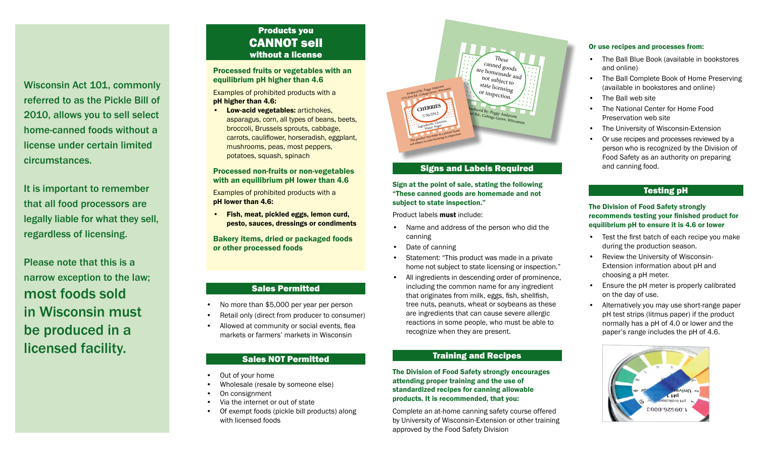Wisconsin Act 101, commonly referred to as the Pickle Bill of 2010, allows you to sell select home-canned foods without a license under certain limited circumstances.

It is important to remember that all food processors are legally liable for what they sell, regardless of licensing.

Please note that this is a narrow exception to the law; **most foods sold in Wisconsin must be produced in a licensed facility.**

## Products you CANNOT sell without a license

### Processed fruits or vegetables with an equilibrium pH higher than 4.6

Examples of prohibited products with a **pH higher than 4.6:**

- **Low-acid vegetables:** artichokes, asparagus, corn, all types of beans, beets, broccoli, Brussels sprouts, cabbage, carrots, cauliflower, horseradish, eggplant, mushrooms, peas, most peppers, potatoes, squash, spinach

### Processed non-fruits or non-vegetables with an equilibrium pH lower than 4.6

Examples of prohibited products with a **pH lower than 4.6:**

- **Fish, meat, pickled eggs, lemon curd, pesto, sauces, dressings or condiments**

### Bakery items, dried or packaged foods or other processed foods

## Sales Permitted

- No more than $5,000 per year per person
- Retail only (direct from producer to consumer)
- Allowed at community or social events, flea markets or farmers' markets in Wisconsin

## Sales NOT Permitted

- Out of your home
- Wholesale (resale by someone else)
- On consignment
- Via the internet or out of state
- Of exempt foods (pickle bill products) along with licensed foods

## Signs and Labels Required

**Sign at the point of sale, stating the following "These canned goods are homemade and not subject to state inspection."**

Product labels **must** include:

- Name and address of the person who did the canning
- Date of canning
- Statement: "This product was made in a private home not subject to state licensing or inspection."
- All ingredients in descending order of prominence, including the common name for any ingredient that originates from milk, eggs, fish, shellfish, tree nuts, peanuts, wheat or soybeans as these are ingredients that can cause severe allergic reactions in some people, who must be able to recognize when they are present.

## Training and Recipes

**The Division of Food Safety strongly encourages attending proper training and the use of standardized recipes for canning allowable products. It is recommended, that you:**

Complete an at-home canning safety course offered by University of Wisconsin-Extension or other training approved by the Food Safety Division

**Or use recipes and processes from:**

- The Ball Blue Book (available in bookstores and online)
- The Ball Complete Book of Home Preserving (available in bookstores and online)
- The Ball web site
- The National Center for Home Food Preservation web site
- The University of Wisconsin-Extension
- Or use recipes and processes reviewed by a person who is recognized by the Division of Food Safety as an authority on preparing and canning food.

## Testing pH

**The Division of Food Safety strongly recommends testing your finished product for equilibrium pH to ensure it is 4.6 or lower**

- Test the first batch of each recipe you make during the production season.
- Review the University of Wisconsin-Extension information about pH and choosing a pH meter.
- Ensure the pH meter is properly calibrated on the day of use.
- Alternatively you may use short-range paper pH test strips (litmus paper) if the product normally has a pH of 4.0 or lower and the paper's range includes the pH of 4.6.